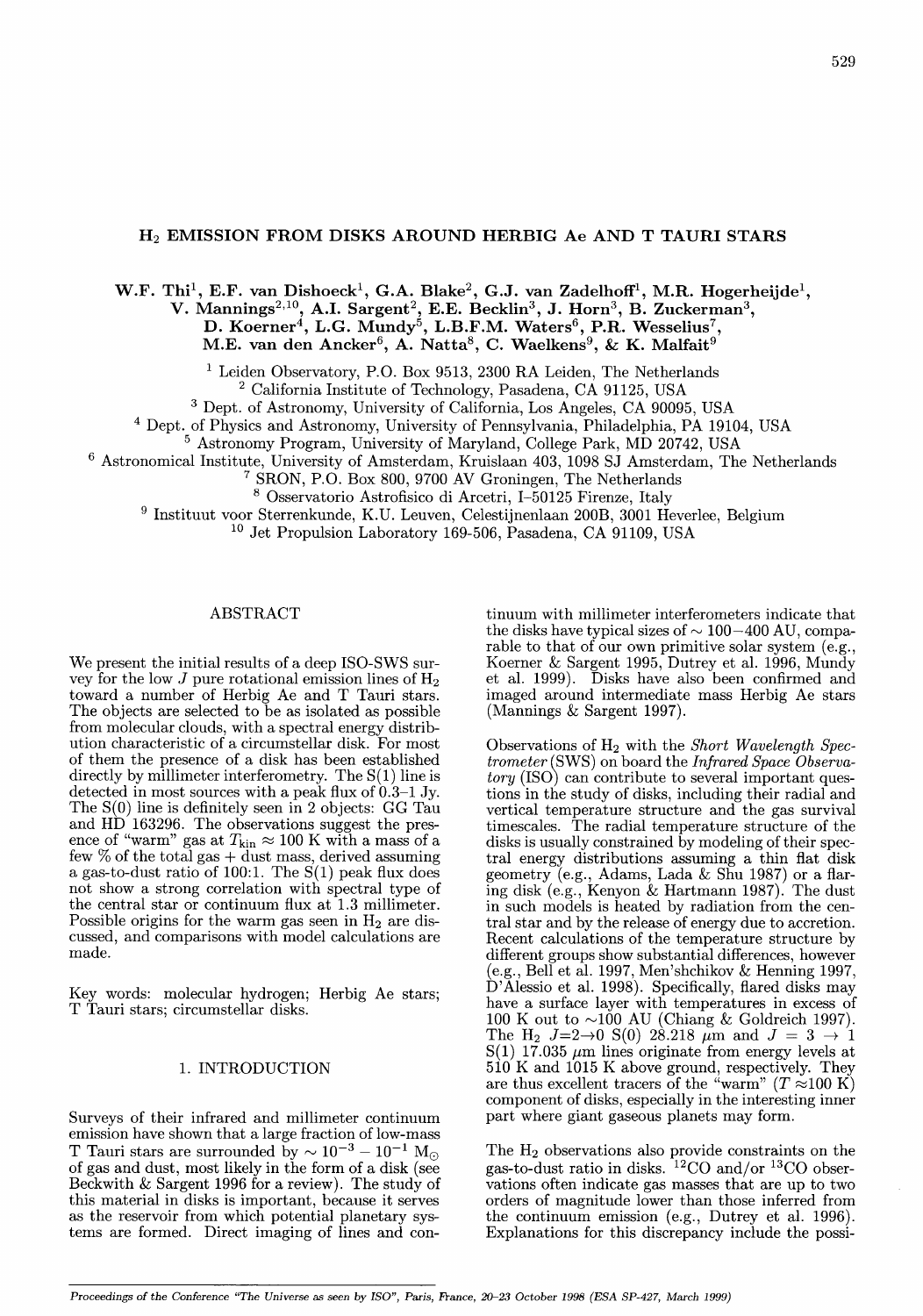# $H_2$ EMISSION FROM DISKS AROUND HERBIG Ae AND T TAURI STARS

**W.F. Thi[1], E.F. van Dishoeck[1], G.A. Blake[2], G.J. van Zadelhoff[1], M.R. Hogerheijde[1], V. Mannings[2,10], A.I. Sargent[2], E.E. Becklin[3], J. Horn[3], B. Zuckerman[3], D. Koerner[4], L.G. Mundy[5], L.B.F.M. Waters[6], P.R. Wesselius[7], M.E. van den Ancker[6], A. Natta[8], C. Waelkens[9], & K. Malfait[9]**

[1] Leiden Observatory, P.O. Box 9513, 2300 RA Leiden, The Netherlands
[2] California Institute of Technology, Pasadena, CA 91125, USA
[3] Dept. of Astronomy, University of California, Los Angeles, CA 90095, USA
[4] Dept. of Physics and Astronomy, University of Pennsylvania, Philadelphia, PA 19104, USA
[5] Astronomy Program, University of Maryland, College Park, MD 20742, USA
[6] Astronomical Institute, University of Amsterdam, Kruislaan 403, 1098 SJ Amsterdam, The Netherlands
[7] SRON, P.O. Box 800, 9700 AV Groningen, The Netherlands
[8] Osservatorio Astrofisico di Arcetri, I-50125 Firenze, Italy
[9] Instituut voor Sterrenkunde, K.U. Leuven, Celestijnenlaan 200B, 3001 Heverlee, Belgium
[10] Jet Propulsion Laboratory 169-506, Pasadena, CA 91109, USA

## ABSTRACT

We present the initial results of a deep ISO-SWS survey for the low $J$ pure rotational emission lines of $H_2$ toward a number of Herbig Ae and T Tauri stars. The objects are selected to be as isolated as possible from molecular clouds, with a spectral energy distribution characteristic of a circumstellar disk. For most of them the presence of a disk has been established directly by millimeter interferometry. The S(1) line is detected in most sources with a peak flux of 0.3–1 Jy. The S(0) line is definitely seen in 2 objects: GG Tau and HD 163296. The observations suggest the presence of "warm" gas at $T_{\rm kin} \approx 100$ K with a mass of a few % of the total gas + dust mass, derived assuming a gas-to-dust ratio of 100:1. The S(1) peak flux does not show a strong correlation with spectral type of the central star or continuum flux at 1.3 millimeter. Possible origins for the warm gas seen in $H_2$ are discussed, and comparisons with model calculations are made.

Key words: molecular hydrogen; Herbig Ae stars; T Tauri stars; circumstellar disks.

## 1. INTRODUCTION

Surveys of their infrared and millimeter continuum emission have shown that a large fraction of low-mass T Tauri stars are surrounded by $\sim 10^{-3} - 10^{-1}$ $M_\odot$ of gas and dust, most likely in the form of a disk (see Beckwith & Sargent 1996 for a review). The study of this material in disks is important, because it serves as the reservoir from which potential planetary systems are formed. Direct imaging of lines and continuum with millimeter interferometers indicate that the disks have typical sizes of $\sim 100-400$ AU, comparable to that of our own primitive solar system (e.g., Koerner & Sargent 1995, Dutrey et al. 1996, Mundy et al. 1999). Disks have also been confirmed and imaged around intermediate mass Herbig Ae stars (Mannings & Sargent 1997).

Observations of $H_2$ with the *Short Wavelength Spectrometer* (SWS) on board the *Infrared Space Observatory* (ISO) can contribute to several important questions in the study of disks, including their radial and vertical temperature structure and the gas survival timescales. The radial temperature structure of the disks is usually constrained by modeling of their spectral energy distributions assuming a thin flat disk geometry (e.g., Adams, Lada & Shu 1987) or a flaring disk (e.g., Kenyon & Hartmann 1987). The dust in such models is heated by radiation from the central star and by the release of energy due to accretion. Recent calculations of the temperature structure by different groups show substantial differences, however (e.g., Bell et al. 1997, Men'shchikov & Henning 1997, D'Alessio et al. 1998). Specifically, flared disks may have a surface layer with temperatures in excess of 100 K out to ~100 AU (Chiang & Goldreich 1997). The $H_2$ $J$=2→0 S(0) 28.218 $\mu$m and $J$ = 3 → 1 S(1) 17.035 $\mu$m lines originate from energy levels at 510 K and 1015 K above ground, respectively. They are thus excellent tracers of the "warm" ($T \approx 100$ K) component of disks, especially in the interesting inner part where giant gaseous planets may form.

The $H_2$ observations also provide constraints on the gas-to-dust ratio in disks. $^{12}$CO and/or $^{13}$CO observations often indicate gas masses that are up to two orders of magnitude lower than those inferred from the continuum emission (e.g., Dutrey et al. 1996). Explanations for this discrepancy include the possi-

Proceedings of the Conference "The Universe as seen by ISO", Paris, France, 20-23 October 1998 (ESA SP-427, March 1999)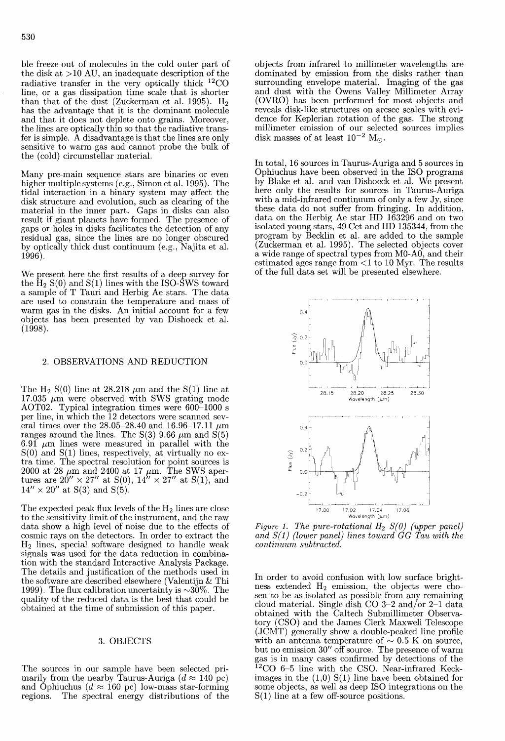ble freeze-out of molecules in the cold outer part of the disk at >10 AU, an inadequate description of the radiative transfer in the very optically thick $^{12}$CO line, or a gas dissipation time scale that is shorter than that of the dust (Zuckerman et al. 1995). $H_2$ has the advantage that it is the dominant molecule and that it does not deplete onto grains. Moreover, the lines are optically thin so that the radiative transfer is simple. A disadvantage is that the lines are only sensitive to warm gas and cannot probe the bulk of the (cold) circumstellar material.

Many pre-main sequence stars are binaries or even higher multiple systems (e.g., Simon et al. 1995). The tidal interaction in a binary system may affect the disk structure and evolution, such as clearing of the material in the inner part. Gaps in disks can also result if giant planets have formed. The presence of gaps or holes in disks facilitates the detection of any residual gas, since the lines are no longer obscured by optically thick dust continuum (e.g., Najita et al. 1996).

We present here the first results of a deep survey for the $H_2$ S(0) and S(1) lines with the ISO-SWS toward a sample of T Tauri and Herbig Ae stars. The data are used to constrain the temperature and mass of warm gas in the disks. An initial account for a few objects has been presented by van Dishoeck et al. (1998).

## 2. OBSERVATIONS AND REDUCTION

The $H_2$ S(0) line at 28.218 $\mu$m and the S(1) line at 17.035 $\mu$m were observed with SWS grating mode AOT02. Typical integration times were 600–1000 s per line, in which the 12 detectors were scanned several times over the 28.05–28.40 and 16.96–17.11 $\mu$m ranges around the lines. The S(3) 9.66 $\mu$m and S(5) 6.91 $\mu$m lines were measured in parallel with the S(0) and S(1) lines, respectively, at virtually no extra time. The spectral resolution for point sources is 2000 at 28 $\mu$m and 2400 at 17 $\mu$m. The SWS apertures are $20'' \times 27''$ at S(0), $14'' \times 27''$ at S(1), and $14'' \times 20''$ at S(3) and S(5).

The expected peak flux levels of the $H_2$ lines are close to the sensitivity limit of the instrument, and the raw data show a high level of noise due to the effects of cosmic rays on the detectors. In order to extract the $H_2$ lines, special software designed to handle weak signals was used for the data reduction in combination with the standard Interactive Analysis Package. The details and justification of the methods used in the software are described elsewhere (Valentijn & Thi 1999). The flux calibration uncertainty is $\sim$30%. The quality of the reduced data is the best that could be obtained at the time of submission of this paper.

## 3. OBJECTS

The sources in our sample have been selected primarily from the nearby Taurus-Auriga ($d \approx 140$ pc) and Ophiuchus ($d \approx 160$ pc) low-mass star-forming regions. The spectral energy distributions of the objects from infrared to millimeter wavelengths are dominated by emission from the disks rather than surrounding envelope material. Imaging of the gas and dust with the Owens Valley Millimeter Array (OVRO) has been performed for most objects and reveals disk-like structures on arcsec scales with evidence for Keplerian rotation of the gas. The strong millimeter emission of our selected sources implies disk masses of at least $10^{-2}$ M$_\odot$.

In total, 16 sources in Taurus-Auriga and 5 sources in Ophiuchus have been observed in the ISO programs by Blake et al. and van Dishoeck et al. We present here only the results for sources in Taurus-Auriga with a mid-infrared continuum of only a few Jy, since these data do not suffer from fringing. In addition, data on the Herbig Ae star HD 163296 and on two isolated young stars, 49 Cet and HD 135344, from the program by Becklin et al. are added to the sample (Zuckerman et al. 1995). The selected objects cover a wide range of spectral types from M0-A0, and their estimated ages range from <1 to 10 Myr. The results of the full data set will be presented elsewhere.

*Figure 1. The pure-rotational $H_2$ S(0) (upper panel) and S(1) (lower panel) lines toward GG Tau with the continuum subtracted.*

In order to avoid confusion with low surface brightness extended $H_2$ emission, the objects were chosen to be as isolated as possible from any remaining cloud material. Single dish CO 3–2 and/or 2–1 data obtained with the Caltech Submillimeter Observatory (CSO) and the James Clerk Maxwell Telescope (JCMT) generally show a double-peaked line profile with an antenna temperature of $\sim$ 0.5 K on source, but no emission 30″ off source. The presence of warm gas is in many cases confirmed by detections of the $^{12}$CO 6–5 line with the CSO. Near-infrared Keck-images in the (1,0) S(1) line have been obtained for some objects, as well as deep ISO integrations on the S(1) line at a few off-source positions.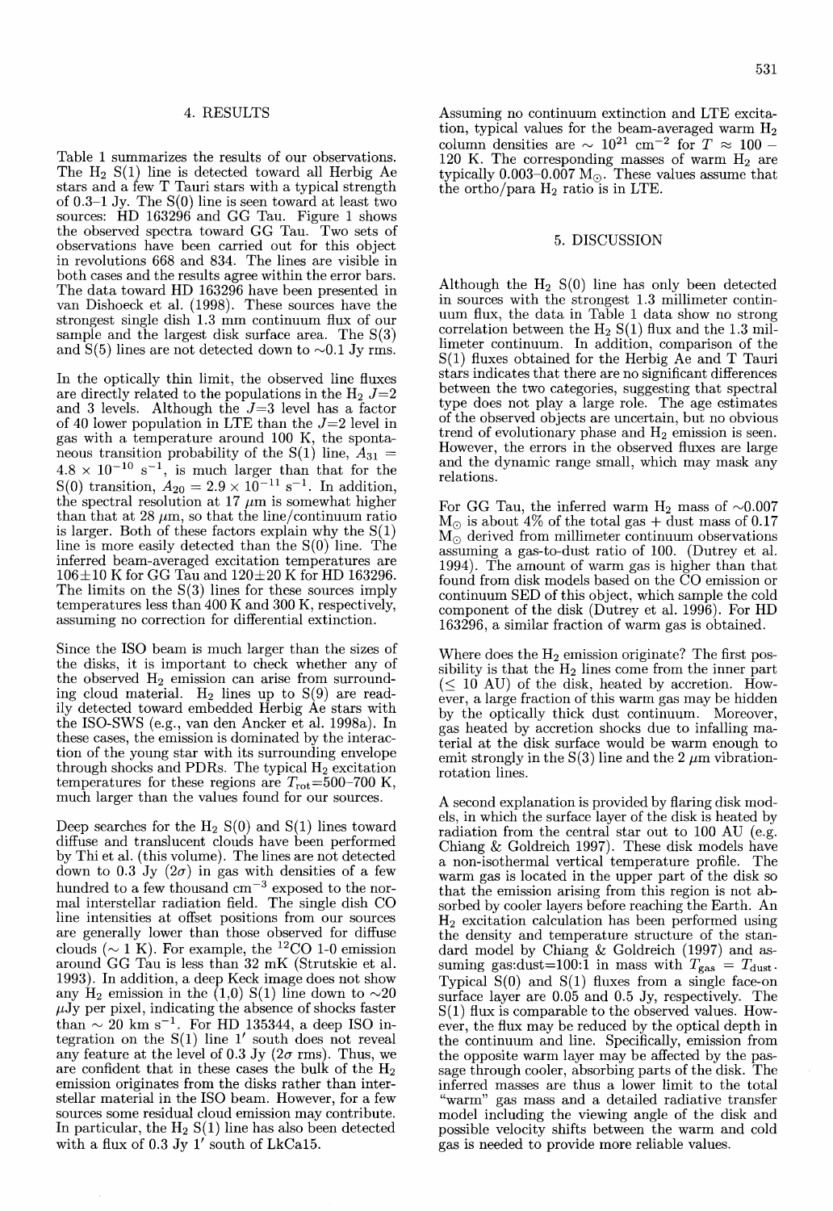## 4. RESULTS

Table 1 summarizes the results of our observations. The $H_2$ S(1) line is detected toward all Herbig Ae stars and a few T Tauri stars with a typical strength of 0.3–1 Jy. The S(0) line is seen toward at least two sources: HD 163296 and GG Tau. Figure 1 shows the observed spectra toward GG Tau. Two sets of observations have been carried out for this object in revolutions 668 and 834. The lines are visible in both cases and the results agree within the error bars. The data toward HD 163296 have been presented in van Dishoeck et al. (1998). These sources have the strongest single dish 1.3 mm continuum flux of our sample and the largest disk surface area. The S(3) and S(5) lines are not detected down to ~0.1 Jy rms.

In the optically thin limit, the observed line fluxes are directly related to the populations in the $H_2$ $J$=2 and 3 levels. Although the $J$=3 level has a factor of 40 lower population in LTE than the $J$=2 level in gas with a temperature around 100 K, the spontaneous transition probability of the S(1) line, $A_{31} = 4.8 \times 10^{-10}$ s$^{-1}$, is much larger than that for the S(0) transition, $A_{20} = 2.9 \times 10^{-11}$ s$^{-1}$. In addition, the spectral resolution at 17 $\mu$m is somewhat higher than that at 28 $\mu$m, so that the line/continuum ratio is larger. Both of these factors explain why the S(1) line is more easily detected than the S(0) line. The inferred beam-averaged excitation temperatures are 106$\pm$10 K for GG Tau and 120$\pm$20 K for HD 163296. The limits on the S(3) lines for these sources imply temperatures less than 400 K and 300 K, respectively, assuming no correction for differential extinction.

Since the ISO beam is much larger than the sizes of the disks, it is important to check whether any of the observed $H_2$ emission can arise from surrounding cloud material. $H_2$ lines up to S(9) are readily detected toward embedded Herbig Ae stars with the ISO-SWS (e.g., van den Ancker et al. 1998a). In these cases, the emission is dominated by the interaction of the young star with its surrounding envelope through shocks and PDRs. The typical $H_2$ excitation temperatures for these regions are $T_{\rm rot}$=500–700 K, much larger than the values found for our sources.

Deep searches for the $H_2$ S(0) and S(1) lines toward diffuse and translucent clouds have been performed by Thi et al. (this volume). The lines are not detected down to 0.3 Jy (2$\sigma$) in gas with densities of a few hundred to a few thousand cm$^{-3}$ exposed to the normal interstellar radiation field. The single dish CO line intensities at offset positions from our sources are generally lower than those observed for diffuse clouds (~ 1 K). For example, the $^{12}$CO 1-0 emission around GG Tau is less than 32 mK (Strutskie et al. 1993). In addition, a deep Keck image does not show any $H_2$ emission in the (1,0) S(1) line down to ~20 $\mu$Jy per pixel, indicating the absence of shocks faster than ~ 20 km s$^{-1}$. For HD 135344, a deep ISO integration on the S(1) line 1′ south does not reveal any feature at the level of 0.3 Jy (2$\sigma$ rms). Thus, we are confident that in these cases the bulk of the $H_2$ emission originates from the disks rather than interstellar material in the ISO beam. However, for a few sources some residual cloud emission may contribute. In particular, the $H_2$ S(1) line has also been detected with a flux of 0.3 Jy 1′ south of LkCa15.

Assuming no continuum extinction and LTE excitation, typical values for the beam-averaged warm $H_2$ column densities are ~ $10^{21}$ cm$^{-2}$ for $T \approx 100$ – 120 K. The corresponding masses of warm $H_2$ are typically 0.003–0.007 M$_\odot$. These values assume that the ortho/para $H_2$ ratio is in LTE.

## 5. DISCUSSION

Although the $H_2$ S(0) line has only been detected in sources with the strongest 1.3 millimeter continuum flux, the data in Table 1 data show no strong correlation between the $H_2$ S(1) flux and the 1.3 millimeter continuum. In addition, comparison of the S(1) fluxes obtained for the Herbig Ae and T Tauri stars indicates that there are no significant differences between the two categories, suggesting that spectral type does not play a large role. The age estimates of the observed objects are uncertain, but no obvious trend of evolutionary phase and $H_2$ emission is seen. However, the errors in the observed fluxes are large and the dynamic range small, which may mask any relations.

For GG Tau, the inferred warm $H_2$ mass of ~0.007 M$_\odot$ is about 4% of the total gas + dust mass of 0.17 M$_\odot$ derived from millimeter continuum observations assuming a gas-to-dust ratio of 100. (Dutrey et al. 1994). The amount of warm gas is higher than that found from disk models based on the CO emission or continuum SED of this object, which sample the cold component of the disk (Dutrey et al. 1996). For HD 163296, a similar fraction of warm gas is obtained.

Where does the $H_2$ emission originate? The first possibility is that the $H_2$ lines come from the inner part ($\lesssim$ 10 AU) of the disk, heated by accretion. However, a large fraction of this warm gas may be hidden by the optically thick dust continuum. Moreover, gas heated by accretion shocks due to infalling material at the disk surface would be warm enough to emit strongly in the S(3) line and the 2 $\mu$m vibration-rotation lines.

A second explanation is provided by flaring disk models, in which the surface layer of the disk is heated by radiation from the central star out to 100 AU (e.g. Chiang & Goldreich 1997). These disk models have a non-isothermal vertical temperature profile. The warm gas is located in the upper part of the disk so that the emission arising from this region is not absorbed by cooler layers before reaching the Earth. An $H_2$ excitation calculation has been performed using the density and temperature structure of the standard model by Chiang & Goldreich (1997) and assuming gas:dust=100:1 in mass with $T_{\rm gas} = T_{\rm dust}$. Typical S(0) and S(1) fluxes from a single face-on surface layer are 0.05 and 0.5 Jy, respectively. The S(1) flux is comparable to the observed values. However, the flux may be reduced by the optical depth in the continuum and line. Specifically, emission from the opposite warm layer may be affected by the passage through cooler, absorbing parts of the disk. The inferred masses are thus a lower limit to the total "warm" gas mass and a detailed radiative transfer model including the viewing angle of the disk and possible velocity shifts between the warm and cold gas is needed to provide more reliable values.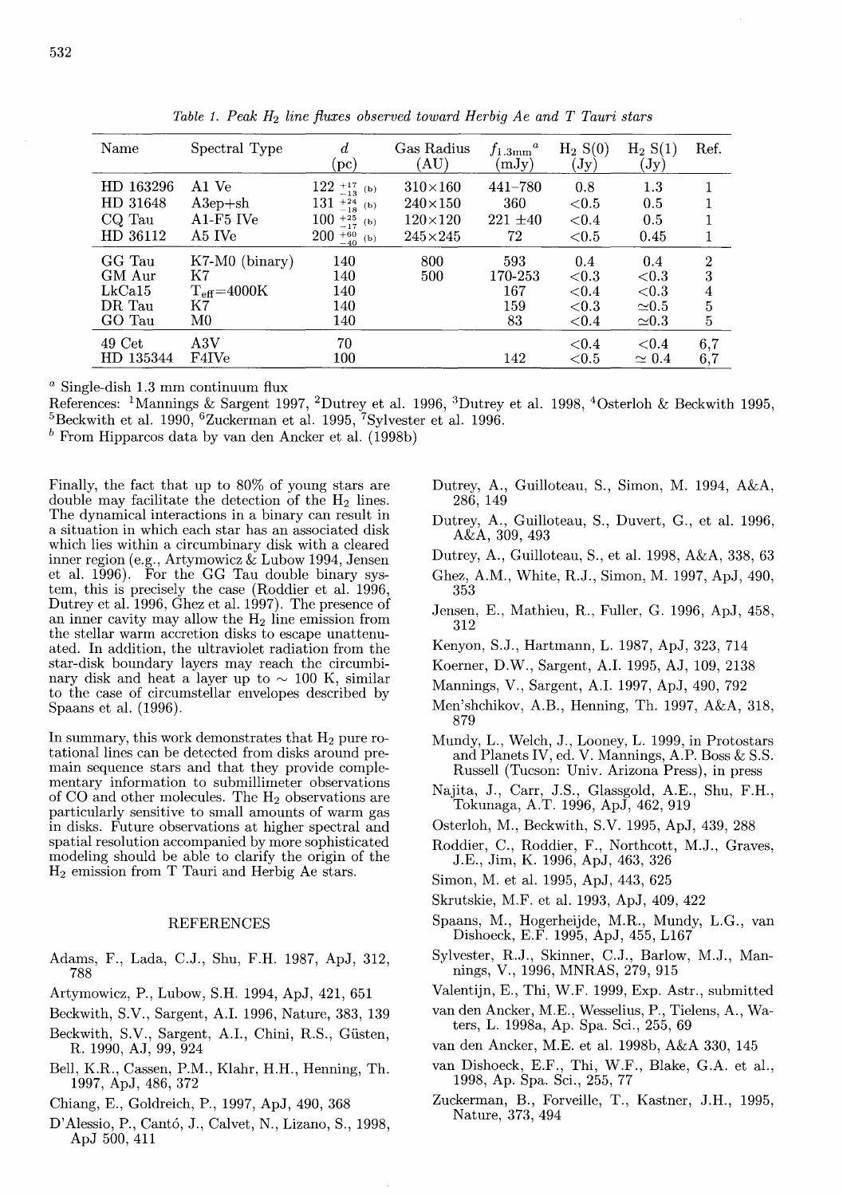*Table 1. Peak $H_2$ line fluxes observed toward Herbig Ae and T Tauri stars*

| Name | Spectral Type | $d$ (pc) | Gas Radius (AU) | $f_{1.3mm}$[a] (mJy) | $H_2$ S(0) (Jy) | $H_2$ S(1) (Jy) | Ref. |
|---|---|---|---|---|---|---|---|
| HD 163296 | A1 Ve | $122^{+17}_{-13}$ (b) | 310×160 | 441–780 | 0.8 | 1.3 | 1 |
| HD 31648 | A3ep+sh | $131^{+24}_{-18}$ (b) | 240×150 | 360 | <0.5 | 0.5 | 1 |
| CQ Tau | A1-F5 IVe | $100^{+25}_{-17}$ (b) | 120×120 | 221 ±40 | <0.4 | 0.5 | 1 |
| HD 36112 | A5 IVe | $200^{+60}_{-40}$ (b) | 245×245 | 72 | <0.5 | 0.45 | 1 |
| GG Tau | K7-M0 (binary) | 140 | 800 | 593 | 0.4 | 0.4 | 2 |
| GM Aur | K7 | 140 | 500 | 170-253 | <0.3 | <0.3 | 3 |
| LkCa15 | $T_{eff}$=4000K | 140 | | 167 | <0.4 | <0.3 | 4 |
| DR Tau | K7 | 140 | | 159 | <0.3 | ≃0.5 | 5 |
| GO Tau | M0 | 140 | | 83 | <0.4 | ≃0.3 | 5 |
| 49 Cet | A3V | 70 | | | <0.4 | <0.4 | 6,7 |
| HD 135344 | F4IVe | 100 | | 142 | <0.5 | ≃ 0.4 | 6,7 |

[a] Single-dish 1.3 mm continuum flux

References: [1]Mannings & Sargent 1997, [2]Dutrey et al. 1996, [3]Dutrey et al. 1998, [4]Osterloh & Beckwith 1995, [5]Beckwith et al. 1990, [6]Zuckerman et al. 1995, [7]Sylvester et al. 1996.

[b] From Hipparcos data by van den Ancker et al. (1998b)

Finally, the fact that up to 80% of young stars are double may facilitate the detection of the $H_2$ lines. The dynamical interactions in a binary can result in a situation in which each star has an associated disk which lies within a circumbinary disk with a cleared inner region (e.g., Artymowicz & Lubow 1994, Jensen et al. 1996). For the GG Tau double binary system, this is precisely the case (Roddier et al. 1996, Dutrey et al. 1996, Ghez et al. 1997). The presence of an inner cavity may allow the $H_2$ line emission from the stellar warm accretion disks to escape unattenuated. In addition, the ultraviolet radiation from the star-disk boundary layers may reach the circumbinary disk and heat a layer up to ~ 100 K, similar to the case of circumstellar envelopes described by Spaans et al. (1996).

In summary, this work demonstrates that $H_2$ pure rotational lines can be detected from disks around pre-main sequence stars and that they provide complementary information to submillimeter observations of CO and other molecules. The $H_2$ observations are particularly sensitive to small amounts of warm gas in disks. Future observations at higher spectral and spatial resolution accompanied by more sophisticated modeling should be able to clarify the origin of the $H_2$ emission from T Tauri and Herbig Ae stars.

## REFERENCES

Adams, F., Lada, C.J., Shu, F.H. 1987, ApJ, 312, 788

Artymowicz, P., Lubow, S.H. 1994, ApJ, 421, 651

Beckwith, S.V., Sargent, A.I. 1996, Nature, 383, 139

Beckwith, S.V., Sargent, A.I., Chini, R.S., Güsten, R. 1990, AJ, 99, 924

Bell, K.R., Cassen, P.M., Klahr, H.H., Henning, Th. 1997, ApJ, 486, 372

Chiang, E., Goldreich, P., 1997, ApJ, 490, 368

D'Alessio, P., Cantó, J., Calvet, N., Lizano, S., 1998, ApJ 500, 411

Dutrey, A., Guilloteau, S., Simon, M. 1994, A&A, 286, 149

Dutrey, A., Guilloteau, S., Duvert, G., et al. 1996, A&A, 309, 493

Dutrey, A., Guilloteau, S., et al. 1998, A&A, 338, 63

Ghez, A.M., White, R.J., Simon, M. 1997, ApJ, 490, 353

Jensen, E., Mathieu, R., Fuller, G. 1996, ApJ, 458, 312

Kenyon, S.J., Hartmann, L. 1987, ApJ, 323, 714

Koerner, D.W., Sargent, A.I. 1995, AJ, 109, 2138

Mannings, V., Sargent, A.I. 1997, ApJ, 490, 792

Men'shchikov, A.B., Henning, Th. 1997, A&A, 318, 879

Mundy, L., Welch, J., Looney, L. 1999, in Protostars and Planets IV, ed. V. Mannings, A.P. Boss & S.S. Russell (Tucson: Univ. Arizona Press), in press

Najita, J., Carr, J.S., Glassgold, A.E., Shu, F.H., Tokunaga, A.T. 1996, ApJ, 462, 919

Osterloh, M., Beckwith, S.V. 1995, ApJ, 439, 288

Roddier, C., Roddier, F., Northcott, M.J., Graves, J.E., Jim, K. 1996, ApJ, 463, 326

Simon, M. et al. 1995, ApJ, 443, 625

Skrutskie, M.F. et al. 1993, ApJ, 409, 422

Spaans, M., Hogerheijde, M.R., Mundy, L.G., van Dishoeck, E.F. 1995, ApJ, 455, L167

Sylvester, R.J., Skinner, C.J., Barlow, M.J., Mannings, V., 1996, MNRAS, 279, 915

Valentijn, E., Thi, W.F. 1999, Exp. Astr., submitted

van den Ancker, M.E., Wesselius, P., Tielens, A., Waters, L. 1998a, Ap. Spa. Sci., 255, 69

van den Ancker, M.E. et al. 1998b, A&A 330, 145

van Dishoeck, E.F., Thi, W.F., Blake, G.A. et al., 1998, Ap. Spa. Sci., 255, 77

Zuckerman, B., Forveille, T., Kastner, J.H., 1995, Nature, 373, 494